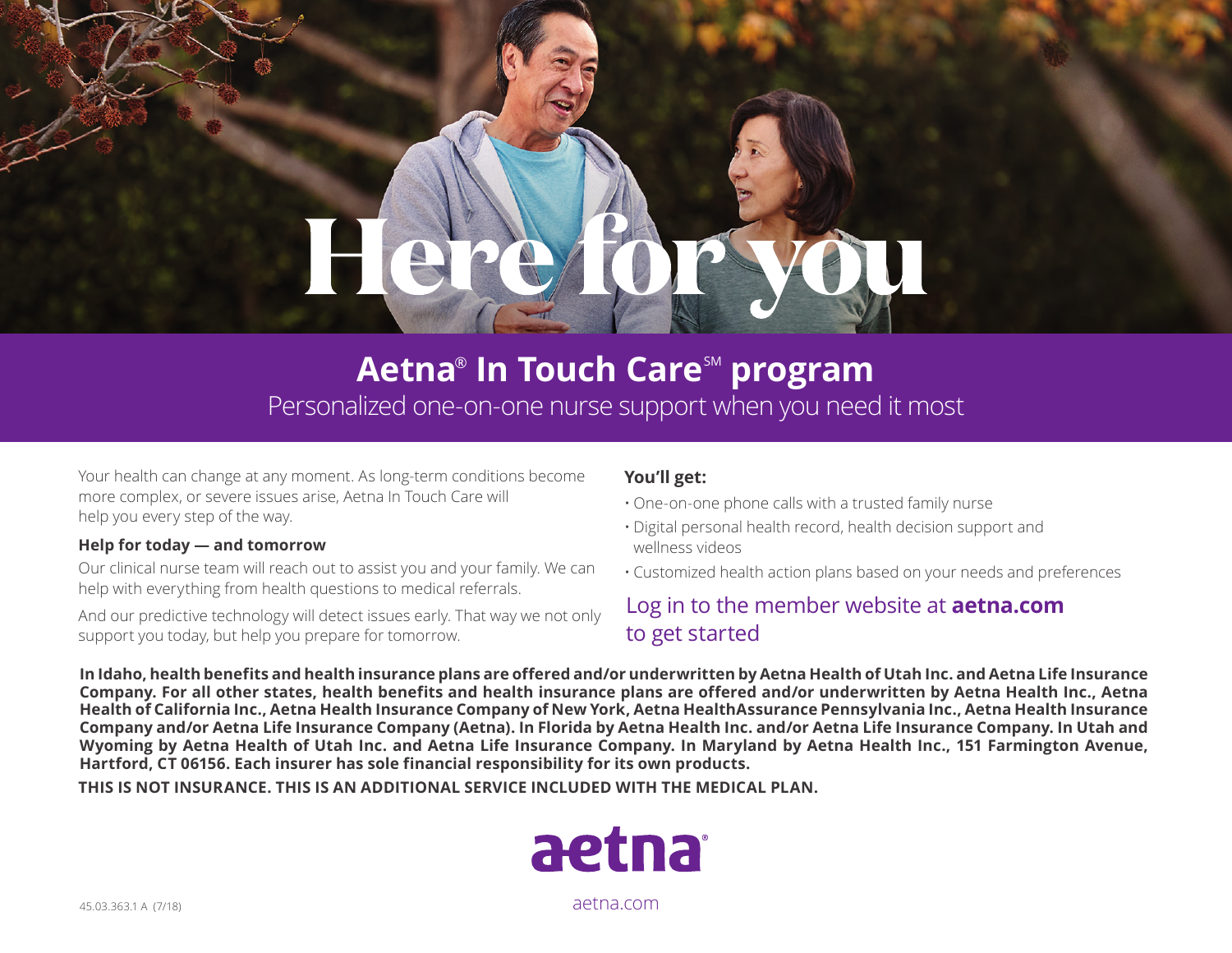# Here for you

## Aetna® In Touch Care℠ program

Personalized one-on-one nurse support when you need it most

Your health can change at any moment. As long-term conditions become more complex, or severe issues arise, Aetna In Touch Care will help you every step of the way.

**Help for today — and tomorrow**

Our clinical nurse team will reach out to assist you and your family. We can help with everything from health questions to medical referrals.

And our predictive technology will detect issues early. That way we not only support you today, but help you prepare for tomorrow.

**You'll get:**

- One-on-one phone calls with a trusted family nurse
- Digital personal health record, health decision support and wellness videos
- Customized health action plans based on your needs and preferences

Log in to the member website at **aetna.com** to get started

**In Idaho, health benefits and health insurance plans are offered and/or underwritten by Aetna Health of Utah Inc. and Aetna Life Insurance Company. For all other states, health benefits and health insurance plans are offered and/or underwritten by Aetna Health Inc., Aetna Health of California Inc., Aetna Health Insurance Company of New York, Aetna HealthAssurance Pennsylvania Inc., Aetna Health Insurance Company and/or Aetna Life Insurance Company (Aetna). In Florida by Aetna Health Inc. and/or Aetna Life Insurance Company. In Utah and Wyoming by Aetna Health of Utah Inc. and Aetna Life Insurance Company. In Maryland by Aetna Health Inc., 151 Farmington Avenue, Hartford, CT 06156. Each insurer has sole financial responsibility for its own products.**

**THIS IS NOT INSURANCE. THIS IS AN ADDITIONAL SERVICE INCLUDED WITH THE MEDICAL PLAN.**

aetna®

45.03.363.1 A (7/18)

aetna.com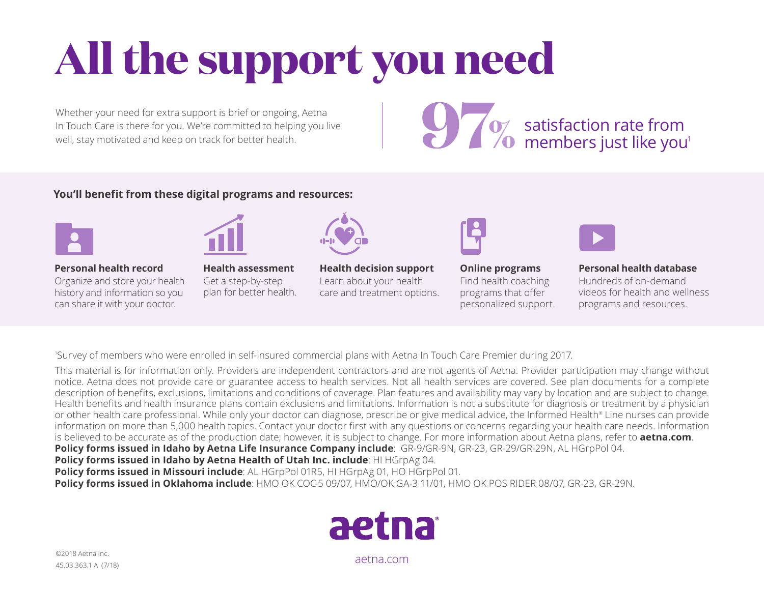# All the support you need

Whether your need for extra support is brief or ongoing, Aetna In Touch Care is there for you. We're committed to helping you live well, stay motivated and keep on track for better health.

**97%** satisfaction rate from members just like you[1]

**You'll benefit from these digital programs and resources:**

**Personal health record**
Organize and store your health history and information so you can share it with your doctor.

**Health assessment**
Get a step-by-step plan for better health.

**Health decision support**
Learn about your health care and treatment options.

**Online programs**
Find health coaching programs that offer personalized support.

**Personal health database**
Hundreds of on-demand videos for health and wellness programs and resources.

[1]Survey of members who were enrolled in self-insured commercial plans with Aetna In Touch Care Premier during 2017.

This material is for information only. Providers are independent contractors and are not agents of Aetna. Provider participation may change without notice. Aetna does not provide care or guarantee access to health services. Not all health services are covered. See plan documents for a complete description of benefits, exclusions, limitations and conditions of coverage. Plan features and availability may vary by location and are subject to change. Health benefits and health insurance plans contain exclusions and limitations. Information is not a substitute for diagnosis or treatment by a physician or other health care professional. While only your doctor can diagnose, prescribe or give medical advice, the Informed Health® Line nurses can provide information on more than 5,000 health topics. Contact your doctor first with any questions or concerns regarding your health care needs. Information is believed to be accurate as of the production date; however, it is subject to change. For more information about Aetna plans, refer to **aetna.com**.
**Policy forms issued in Idaho by Aetna Life Insurance Company include**: GR-9/GR-9N, GR-23, GR-29/GR-29N, AL HGrpPol 04.
**Policy forms issued in Idaho by Aetna Health of Utah Inc. include**: HI HGrpAg 04.
**Policy forms issued in Missouri include**: AL HGrpPol 01R5, HI HGrpAg 01, HO HGrpPol 01.
**Policy forms issued in Oklahoma include**: HMO OK COC-5 09/07, HMO/OK GA-3 11/01, HMO OK POS RIDER 08/07, GR-23, GR-29N.

aetna®

aetna.com

©2018 Aetna Inc.
45.03.363.1 A (7/18)